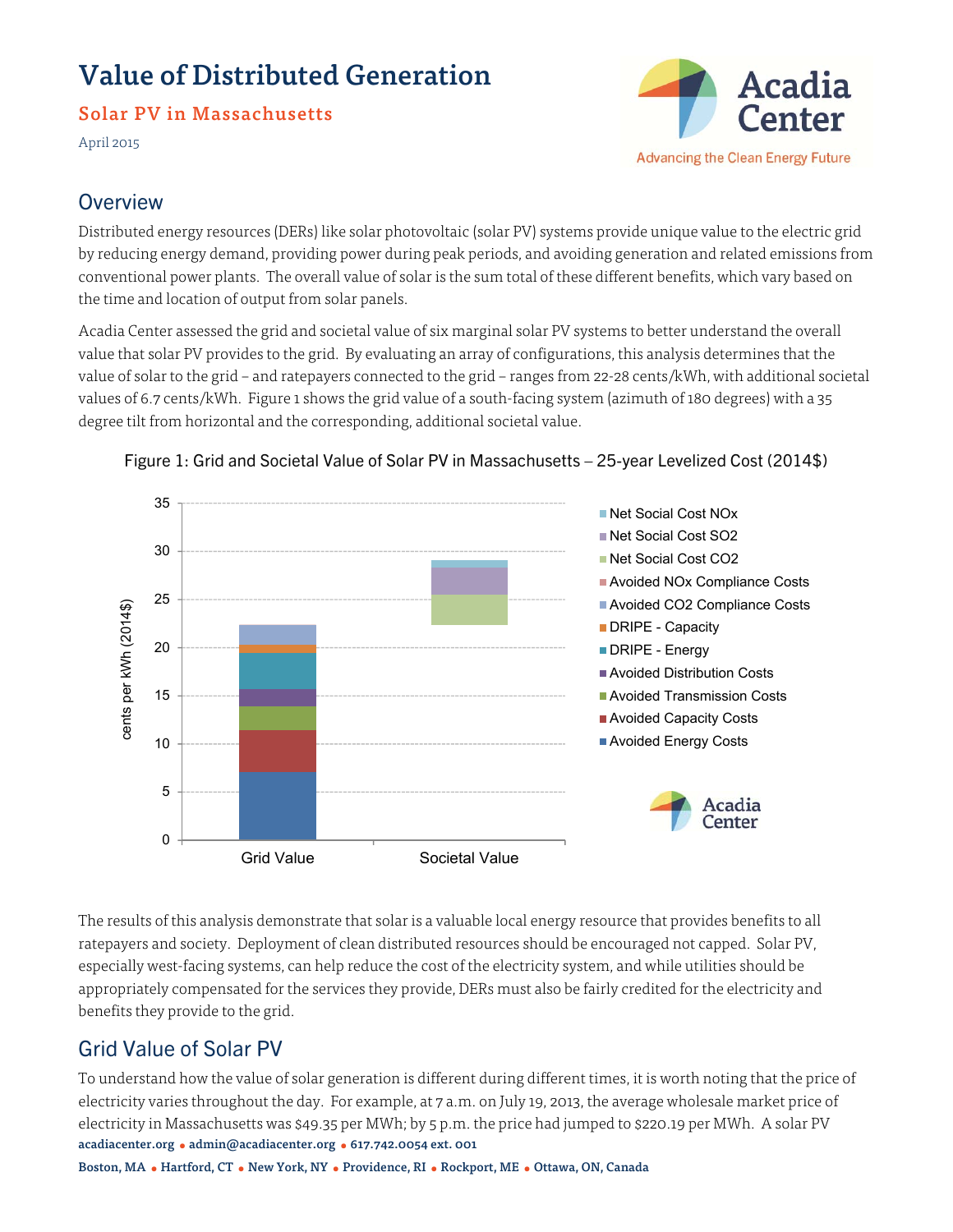# Value of Distributed Generation

## Solar PV in Massachusetts

April 2015

## Overview

Distributed energy resources (DERs) like solar photovoltaic (solar PV) systems provide unique value to the electric grid by reducing energy demand, providing power during peak periods, and avoiding generation and related emissions from conventional power plants. The overall value of solar is the sum total of these different benefits, which vary based on the time and location of output from solar panels.

Acadia Center assessed the grid and societal value of six marginal solar PV systems to better understand the overall value that solar PV provides to the grid. By evaluating an array of configurations, this analysis determines that the value of solar to the grid – and ratepayers connected to the grid – ranges from 22-28 cents/kWh, with additional societal values of 6.7 cents/kWh. Figure 1 shows the grid value of a south-facing system (azimuth of 180 degrees) with a 35 degree tilt from horizontal and the corresponding, additional societal value.

Figure 1: Grid and Societal Value of Solar PV in Massachusetts – 25-year Levelized Cost (2014$)

The results of this analysis demonstrate that solar is a valuable local energy resource that provides benefits to all ratepayers and society. Deployment of clean distributed resources should be encouraged not capped. Solar PV, especially west-facing systems, can help reduce the cost of the electricity system, and while utilities should be appropriately compensated for the services they provide, DERs must also be fairly credited for the electricity and benefits they provide to the grid.

## Grid Value of Solar PV

To understand how the value of solar generation is different during different times, it is worth noting that the price of electricity varies throughout the day. For example, at 7 a.m. on July 19, 2013, the average wholesale market price of electricity in Massachusetts was $49.35 per MWh; by 5 p.m. the price had jumped to $220.19 per MWh. A solar PV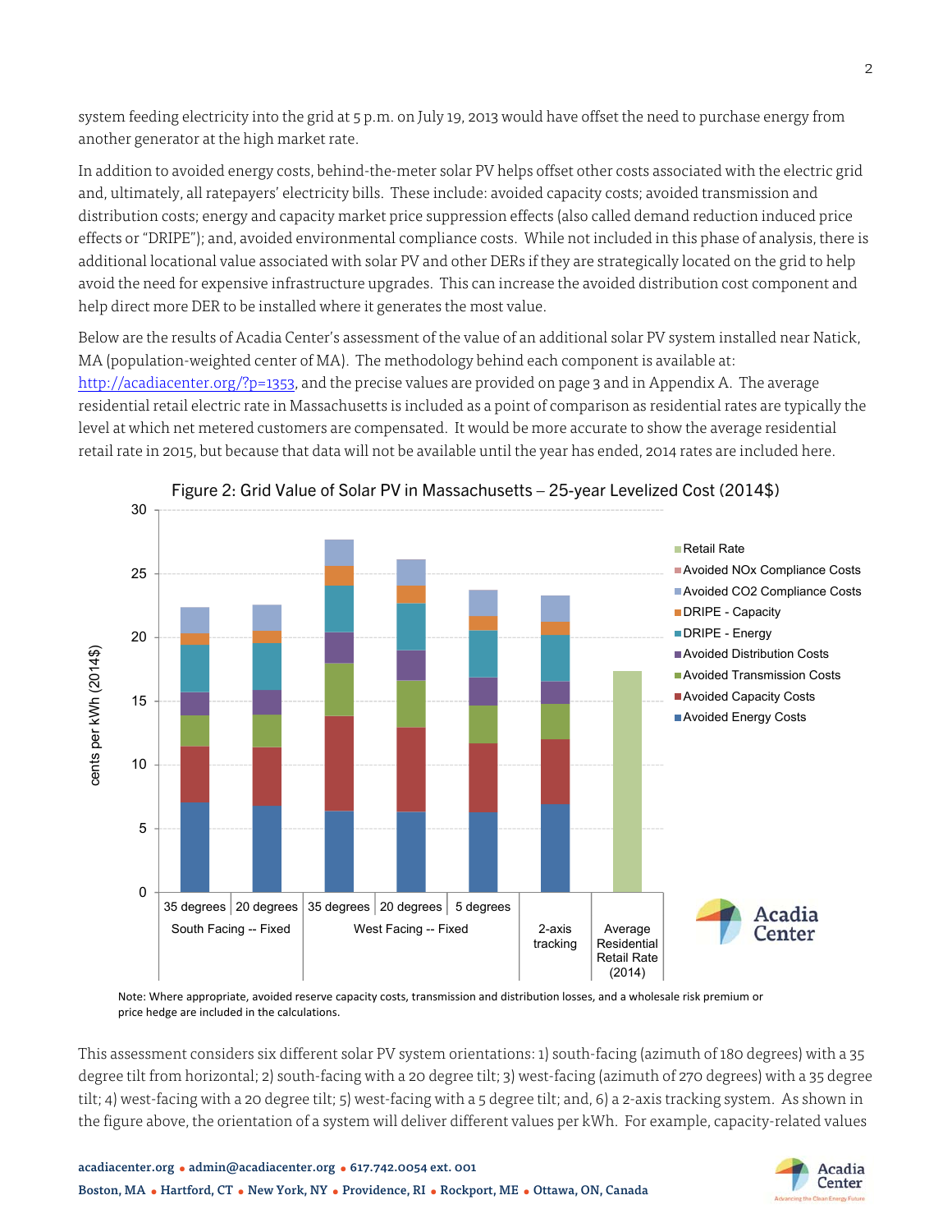system feeding electricity into the grid at 5 p.m. on July 19, 2013 would have offset the need to purchase energy from another generator at the high market rate.

In addition to avoided energy costs, behind-the-meter solar PV helps offset other costs associated with the electric grid and, ultimately, all ratepayers' electricity bills. These include: avoided capacity costs; avoided transmission and distribution costs; energy and capacity market price suppression effects (also called demand reduction induced price effects or "DRIPE"); and, avoided environmental compliance costs. While not included in this phase of analysis, there is additional locational value associated with solar PV and other DERs if they are strategically located on the grid to help avoid the need for expensive infrastructure upgrades. This can increase the avoided distribution cost component and help direct more DER to be installed where it generates the most value.

Below are the results of Acadia Center's assessment of the value of an additional solar PV system installed near Natick, MA (population-weighted center of MA). The methodology behind each component is available at: http://acadiacenter.org/?p=1353, and the precise values are provided on page 3 and in Appendix A. The average residential retail electric rate in Massachusetts is included as a point of comparison as residential rates are typically the level at which net metered customers are compensated. It would be more accurate to show the average residential retail rate in 2015, but because that data will not be available until the year has ended, 2014 rates are included here.

Figure 2: Grid Value of Solar PV in Massachusetts – 25-year Levelized Cost (2014$)

Note: Where appropriate, avoided reserve capacity costs, transmission and distribution losses, and a wholesale risk premium or price hedge are included in the calculations.

This assessment considers six different solar PV system orientations: 1) south-facing (azimuth of 180 degrees) with a 35 degree tilt from horizontal; 2) south-facing with a 20 degree tilt; 3) west-facing (azimuth of 270 degrees) with a 35 degree tilt; 4) west-facing with a 20 degree tilt; 5) west-facing with a 5 degree tilt; and, 6) a 2-axis tracking system. As shown in the figure above, the orientation of a system will deliver different values per kWh. For example, capacity-related values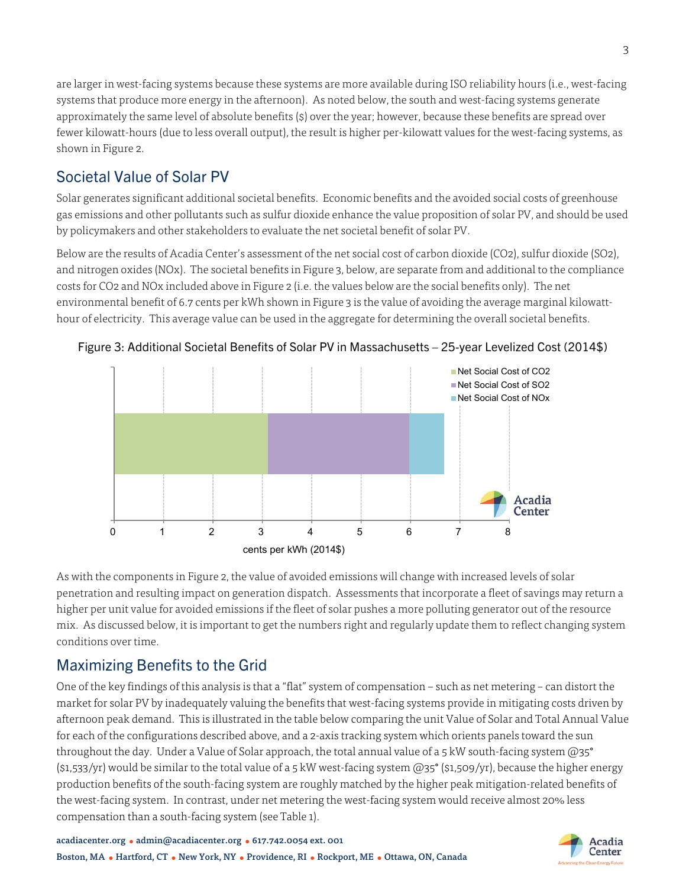are larger in west-facing systems because these systems are more available during ISO reliability hours (i.e., west-facing systems that produce more energy in the afternoon). As noted below, the south and west-facing systems generate approximately the same level of absolute benefits ($) over the year; however, because these benefits are spread over fewer kilowatt-hours (due to less overall output), the result is higher per-kilowatt values for the west-facing systems, as shown in Figure 2.

## Societal Value of Solar PV

Solar generates significant additional societal benefits. Economic benefits and the avoided social costs of greenhouse gas emissions and other pollutants such as sulfur dioxide enhance the value proposition of solar PV, and should be used by policymakers and other stakeholders to evaluate the net societal benefit of solar PV.

Below are the results of Acadia Center's assessment of the net social cost of carbon dioxide ($CO_2$), sulfur dioxide ($SO_2$), and nitrogen oxides ($NO_x$). The societal benefits in Figure 3, below, are separate from and additional to the compliance costs for $CO_2$ and $NO_x$ included above in Figure 2 (i.e. the values below are the social benefits only). The net environmental benefit of 6.7 cents per kWh shown in Figure 3 is the value of avoiding the average marginal kilowatt-hour of electricity. This average value can be used in the aggregate for determining the overall societal benefits.

Figure 3: Additional Societal Benefits of Solar PV in Massachusetts – 25-year Levelized Cost (2014$)

As with the components in Figure 2, the value of avoided emissions will change with increased levels of solar penetration and resulting impact on generation dispatch. Assessments that incorporate a fleet of savings may return a higher per unit value for avoided emissions if the fleet of solar pushes a more polluting generator out of the resource mix. As discussed below, it is important to get the numbers right and regularly update them to reflect changing system conditions over time.

## Maximizing Benefits to the Grid

One of the key findings of this analysis is that a "flat" system of compensation – such as net metering – can distort the market for solar PV by inadequately valuing the benefits that west-facing systems provide in mitigating costs driven by afternoon peak demand. This is illustrated in the table below comparing the unit Value of Solar and Total Annual Value for each of the configurations described above, and a 2-axis tracking system which orients panels toward the sun throughout the day. Under a Value of Solar approach, the total annual value of a 5 kW south-facing system @35° ($1,533/yr) would be similar to the total value of a 5 kW west-facing system @35° ($1,509/yr), because the higher energy production benefits of the south-facing system are roughly matched by the higher peak mitigation-related benefits of the west-facing system. In contrast, under net metering the west-facing system would receive almost 20% less compensation than a south-facing system (see Table 1).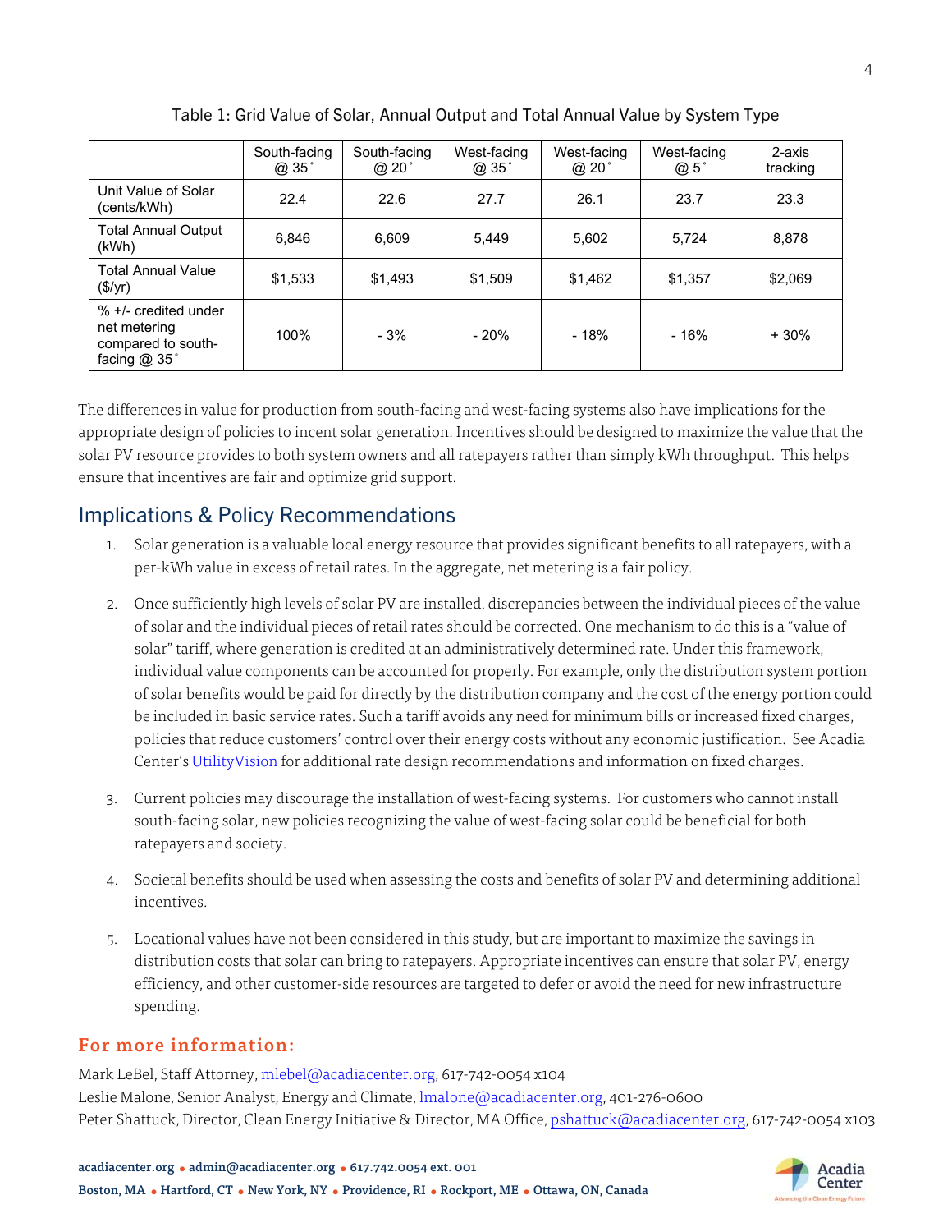Table 1: Grid Value of Solar, Annual Output and Total Annual Value by System Type

| | South-facing @ 35˚ | South-facing @ 20˚ | West-facing @ 35˚ | West-facing @ 20˚ | West-facing @ 5˚ | 2-axis tracking |
|---|---|---|---|---|---|---|
| Unit Value of Solar (cents/kWh) | 22.4 | 22.6 | 27.7 | 26.1 | 23.7 | 23.3 |
| Total Annual Output (kWh) | 6,846 | 6,609 | 5,449 | 5,602 | 5,724 | 8,878 |
| Total Annual Value ($/yr) | $1,533 | $1,493 | $1,509 | $1,462 | $1,357 | $2,069 |
| % +/- credited under net metering compared to south-facing @ 35˚ | 100% | - 3% | - 20% | - 18% | - 16% | + 30% |

The differences in value for production from south-facing and west-facing systems also have implications for the appropriate design of policies to incent solar generation. Incentives should be designed to maximize the value that the solar PV resource provides to both system owners and all ratepayers rather than simply kWh throughput. This helps ensure that incentives are fair and optimize grid support.

## Implications & Policy Recommendations

1. Solar generation is a valuable local energy resource that provides significant benefits to all ratepayers, with a per-kWh value in excess of retail rates. In the aggregate, net metering is a fair policy.

2. Once sufficiently high levels of solar PV are installed, discrepancies between the individual pieces of the value of solar and the individual pieces of retail rates should be corrected. One mechanism to do this is a "value of solar" tariff, where generation is credited at an administratively determined rate. Under this framework, individual value components can be accounted for properly. For example, only the distribution system portion of solar benefits would be paid for directly by the distribution company and the cost of the energy portion could be included in basic service rates. Such a tariff avoids any need for minimum bills or increased fixed charges, policies that reduce customers' control over their energy costs without any economic justification. See Acadia Center's UtilityVision for additional rate design recommendations and information on fixed charges.

3. Current policies may discourage the installation of west-facing systems. For customers who cannot install south-facing solar, new policies recognizing the value of west-facing solar could be beneficial for both ratepayers and society.

4. Societal benefits should be used when assessing the costs and benefits of solar PV and determining additional incentives.

5. Locational values have not been considered in this study, but are important to maximize the savings in distribution costs that solar can bring to ratepayers. Appropriate incentives can ensure that solar PV, energy efficiency, and other customer-side resources are targeted to defer or avoid the need for new infrastructure spending.

### For more information:

Mark LeBel, Staff Attorney, mlebel@acadiacenter.org, 617-742-0054 x104
Leslie Malone, Senior Analyst, Energy and Climate, lmalone@acadiacenter.org, 401-276-0600
Peter Shattuck, Director, Clean Energy Initiative & Director, MA Office, pshattuck@acadiacenter.org, 617-742-0054 x103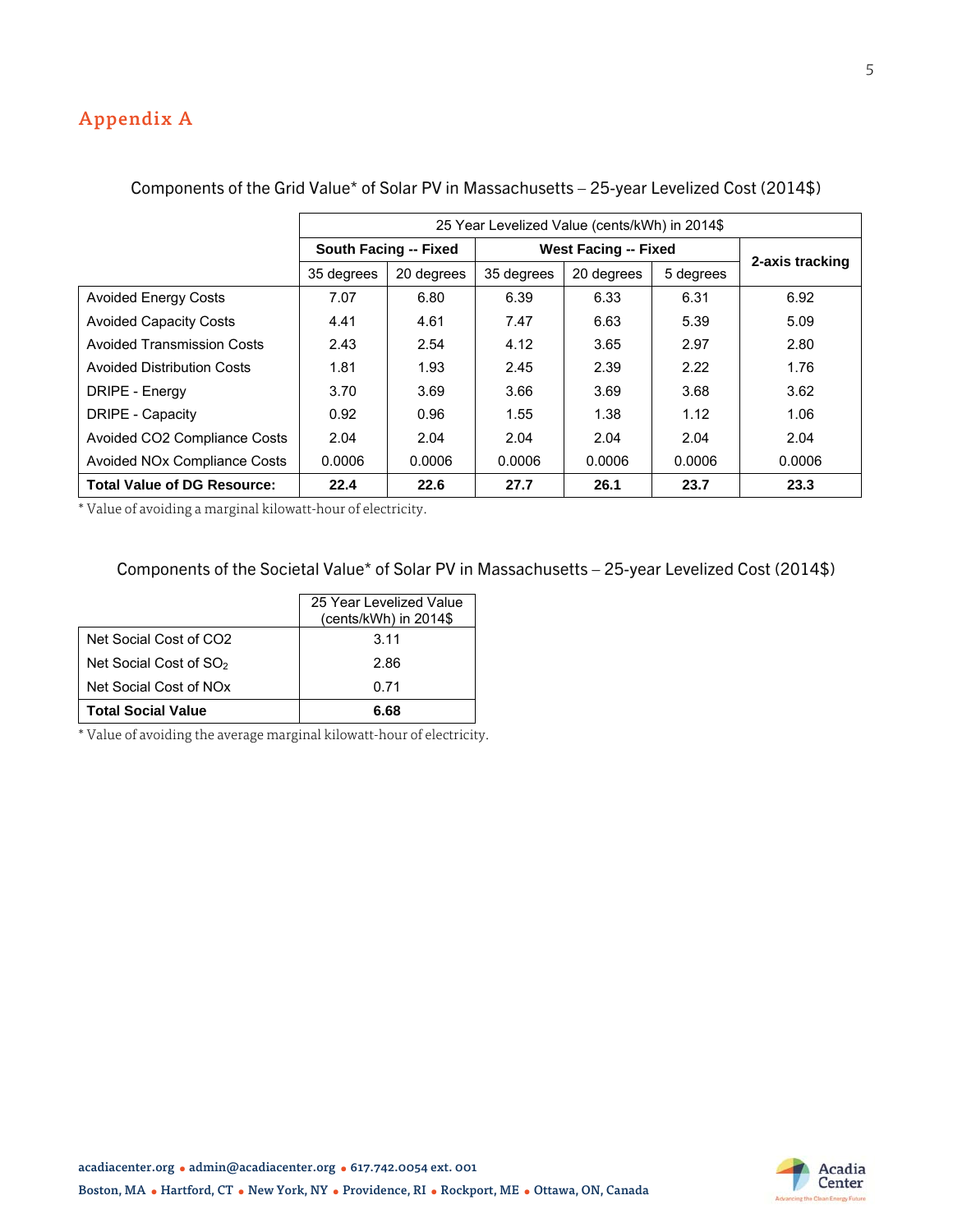## Appendix A

Components of the Grid Value* of Solar PV in Massachusetts – 25-year Levelized Cost (2014$)

| | 25 Year Levelized Value (cents/kWh) in 2014$ | | | | | |
|---|---|---|---|---|---|---|
| | **South Facing -- Fixed** | | **West Facing -- Fixed** | | | **2-axis tracking** |
| | 35 degrees | 20 degrees | 35 degrees | 20 degrees | 5 degrees | |
| Avoided Energy Costs | 7.07 | 6.80 | 6.39 | 6.33 | 6.31 | 6.92 |
| Avoided Capacity Costs | 4.41 | 4.61 | 7.47 | 6.63 | 5.39 | 5.09 |
| Avoided Transmission Costs | 2.43 | 2.54 | 4.12 | 3.65 | 2.97 | 2.80 |
| Avoided Distribution Costs | 1.81 | 1.93 | 2.45 | 2.39 | 2.22 | 1.76 |
| DRIPE - Energy | 3.70 | 3.69 | 3.66 | 3.69 | 3.68 | 3.62 |
| DRIPE - Capacity | 0.92 | 0.96 | 1.55 | 1.38 | 1.12 | 1.06 |
| Avoided CO2 Compliance Costs | 2.04 | 2.04 | 2.04 | 2.04 | 2.04 | 2.04 |
| Avoided NOx Compliance Costs | 0.0006 | 0.0006 | 0.0006 | 0.0006 | 0.0006 | 0.0006 |
| **Total Value of DG Resource:** | **22.4** | **22.6** | **27.7** | **26.1** | **23.7** | **23.3** |

* Value of avoiding a marginal kilowatt-hour of electricity.

Components of the Societal Value* of Solar PV in Massachusetts – 25-year Levelized Cost (2014$)

| | 25 Year Levelized Value (cents/kWh) in 2014$ |
|---|---|
| Net Social Cost of CO2 | 3.11 |
| Net Social Cost of $SO_2$ | 2.86 |
| Net Social Cost of NOx | 0.71 |
| **Total Social Value** | **6.68** |

* Value of avoiding the average marginal kilowatt-hour of electricity.

acadiacenter.org • admin@acadiacenter.org • 617.742.0054 ext. 001
Boston, MA • Hartford, CT • New York, NY • Providence, RI • Rockport, ME • Ottawa, ON, Canada